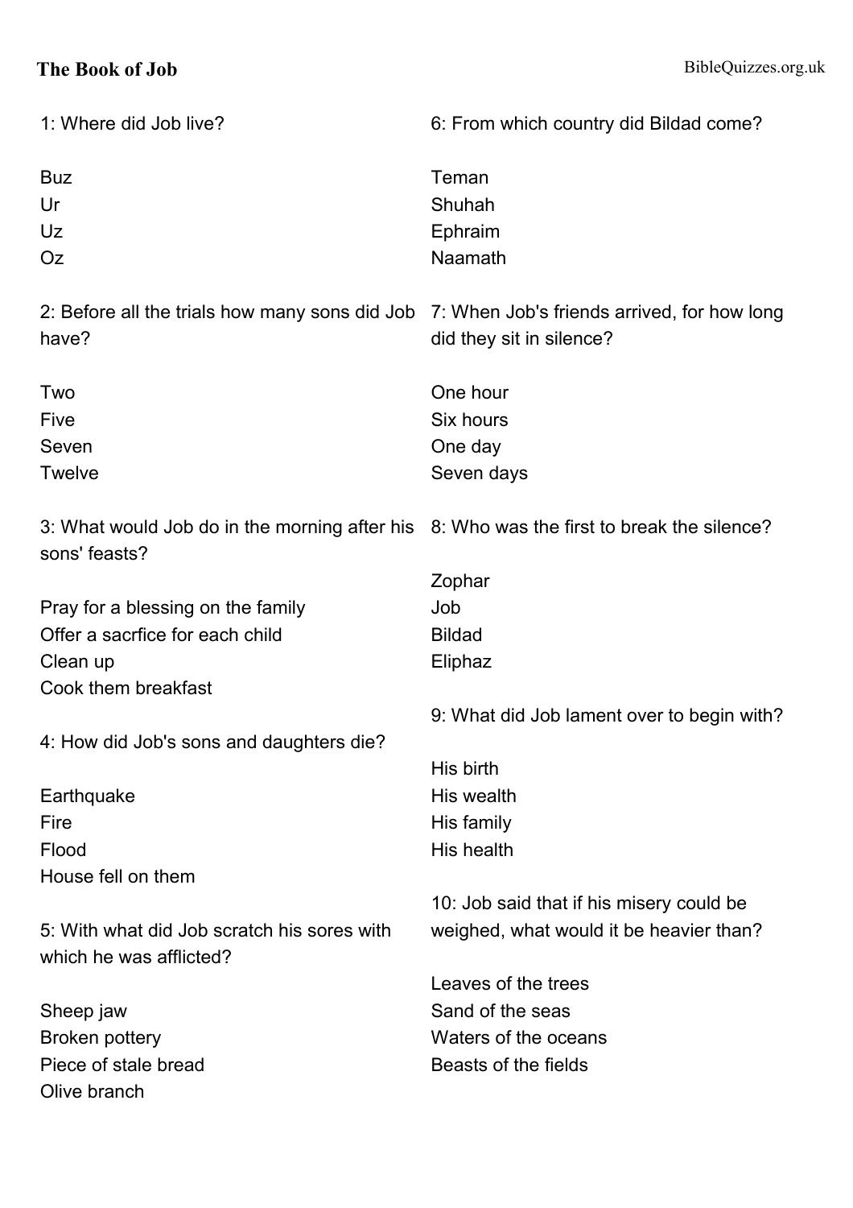# The Book of Job

1: Where did Job live?

Buz
Ur
Uz
Oz

2: Before all the trials how many sons did Job have?

Two
Five
Seven
Twelve

3: What would Job do in the morning after his sons' feasts?

Pray for a blessing on the family
Offer a sacrfice for each child
Clean up
Cook them breakfast

4: How did Job's sons and daughters die?

Earthquake
Fire
Flood
House fell on them

5: With what did Job scratch his sores with which he was afflicted?

Sheep jaw
Broken pottery
Piece of stale bread
Olive branch

6: From which country did Bildad come?

Teman
Shuhah
Ephraim
Naamath

7: When Job's friends arrived, for how long did they sit in silence?

One hour
Six hours
One day
Seven days

8: Who was the first to break the silence?

Zophar
Job
Bildad
Eliphaz

9: What did Job lament over to begin with?

His birth
His wealth
His family
His health

10: Job said that if his misery could be weighed, what would it be heavier than?

Leaves of the trees
Sand of the seas
Waters of the oceans
Beasts of the fields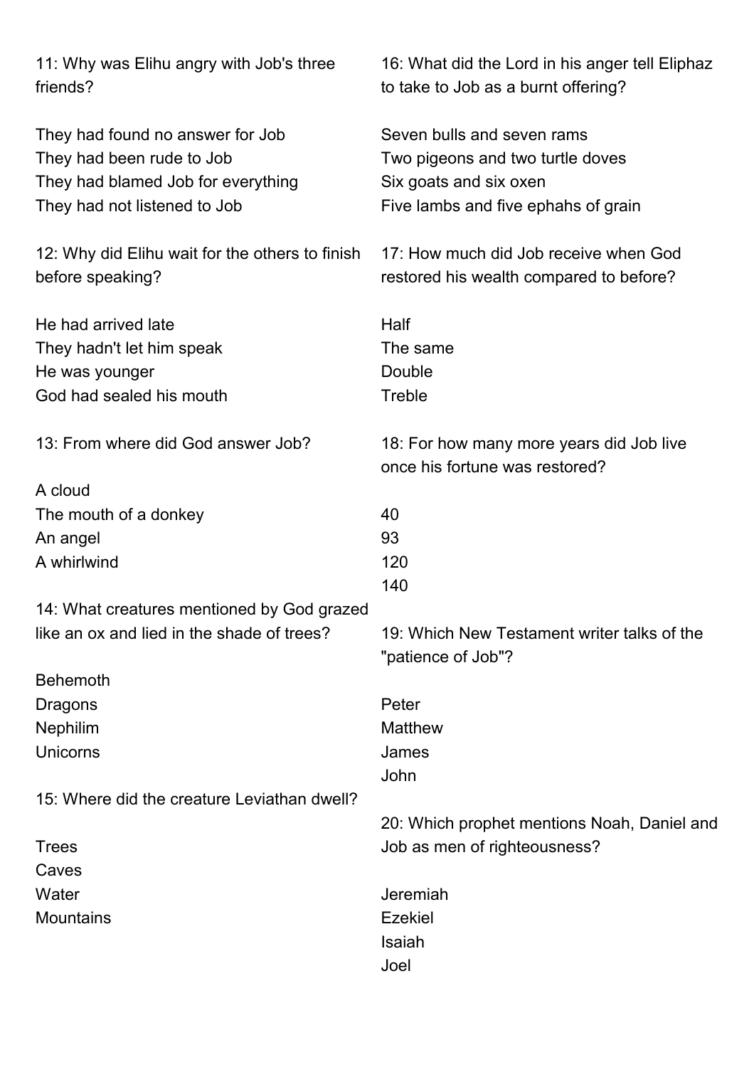11: Why was Elihu angry with Job's three friends?

They had found no answer for Job
They had been rude to Job
They had blamed Job for everything
They had not listened to Job

12: Why did Elihu wait for the others to finish before speaking?

He had arrived late
They hadn't let him speak
He was younger
God had sealed his mouth

13: From where did God answer Job?

A cloud
The mouth of a donkey
An angel
A whirlwind

14: What creatures mentioned by God grazed like an ox and lied in the shade of trees?

Behemoth
Dragons
Nephilim
Unicorns

15: Where did the creature Leviathan dwell?

Trees
Caves
Water
Mountains

16: What did the Lord in his anger tell Eliphaz to take to Job as a burnt offering?

Seven bulls and seven rams
Two pigeons and two turtle doves
Six goats and six oxen
Five lambs and five ephahs of grain

17: How much did Job receive when God restored his wealth compared to before?

Half
The same
Double
Treble

18: For how many more years did Job live once his fortune was restored?

40
93
120
140

19: Which New Testament writer talks of the "patience of Job"?

Peter
Matthew
James
John

20: Which prophet mentions Noah, Daniel and Job as men of righteousness?

Jeremiah
Ezekiel
Isaiah
Joel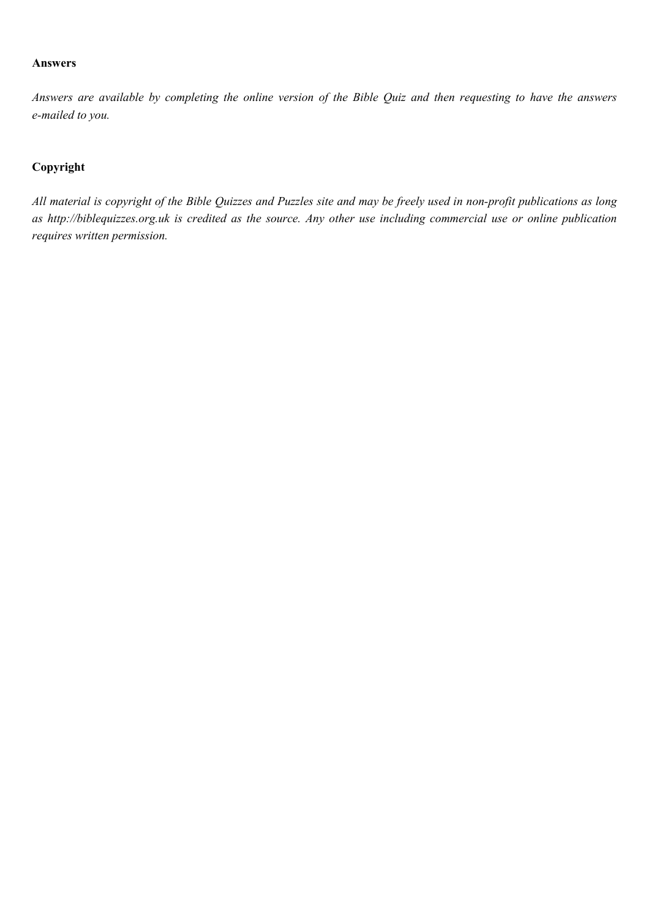**Answers**

*Answers are available by completing the online version of the Bible Quiz and then requesting to have the answers e-mailed to you.*

**Copyright**

*All material is copyright of the Bible Quizzes and Puzzles site and may be freely used in non-profit publications as long as http://biblequizzes.org.uk is credited as the source. Any other use including commercial use or online publication requires written permission.*